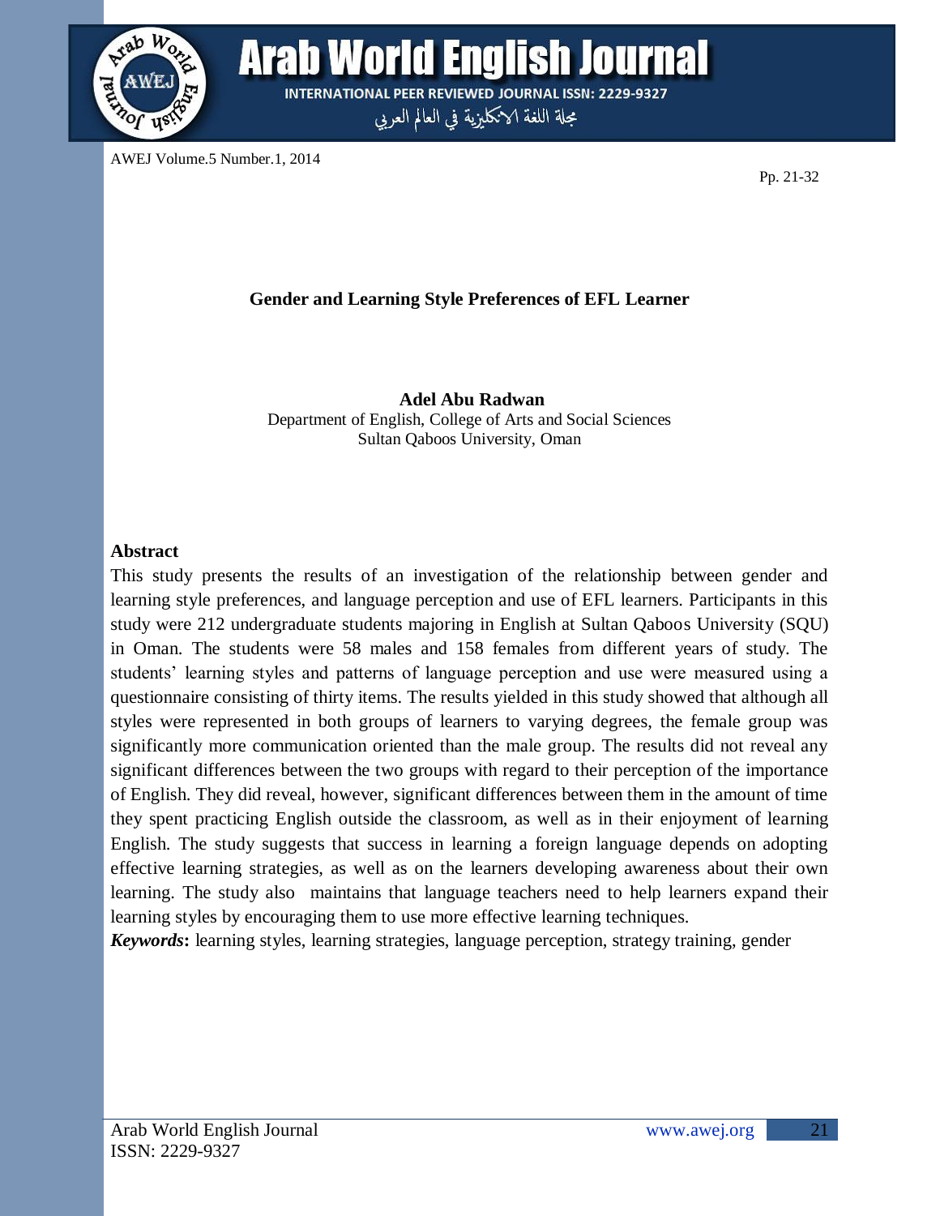# Gender and Learning Style Preferences of EFL Learner

**Adel Abu Radwan**
Department of English, College of Arts and Social Sciences
Sultan Qaboos University, Oman

## Abstract

This study presents the results of an investigation of the relationship between gender and learning style preferences, and language perception and use of EFL learners. Participants in this study were 212 undergraduate students majoring in English at Sultan Qaboos University (SQU) in Oman. The students were 58 males and 158 females from different years of study. The students' learning styles and patterns of language perception and use were measured using a questionnaire consisting of thirty items. The results yielded in this study showed that although all styles were represented in both groups of learners to varying degrees, the female group was significantly more communication oriented than the male group. The results did not reveal any significant differences between the two groups with regard to their perception of the importance of English. They did reveal, however, significant differences between them in the amount of time they spent practicing English outside the classroom, as well as in their enjoyment of learning English. The study suggests that success in learning a foreign language depends on adopting effective learning strategies, as well as on the learners developing awareness about their own learning. The study also maintains that language teachers need to help learners expand their learning styles by encouraging them to use more effective learning techniques.

***Keywords*:** learning styles, learning strategies, language perception, strategy training, gender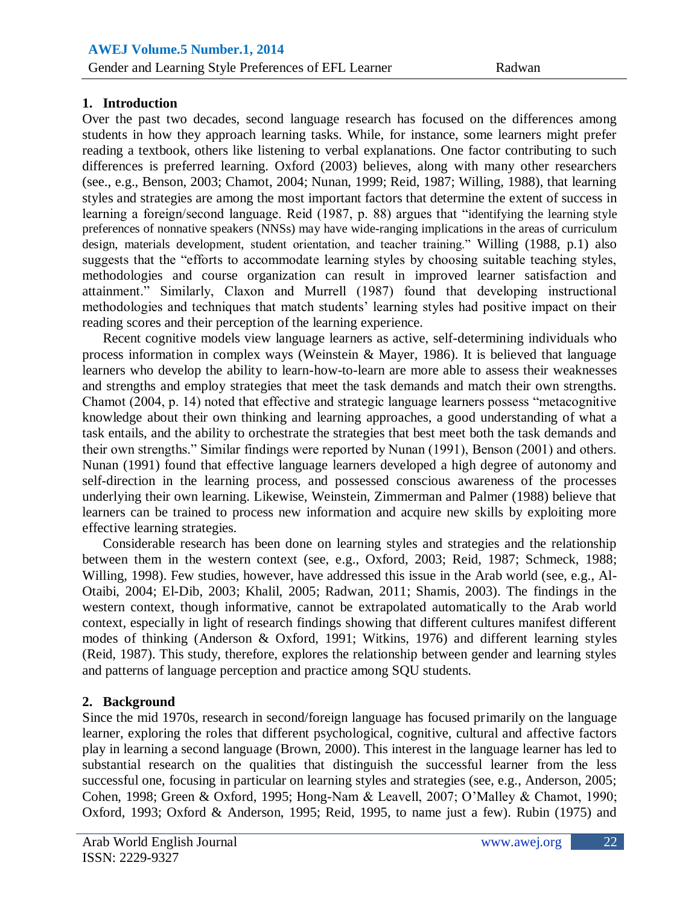## 1. Introduction

Over the past two decades, second language research has focused on the differences among students in how they approach learning tasks. While, for instance, some learners might prefer reading a textbook, others like listening to verbal explanations. One factor contributing to such differences is preferred learning. Oxford (2003) believes, along with many other researchers (see., e.g., Benson, 2003; Chamot, 2004; Nunan, 1999; Reid, 1987; Willing, 1988), that learning styles and strategies are among the most important factors that determine the extent of success in learning a foreign/second language. Reid (1987, p. 88) argues that "identifying the learning style preferences of nonnative speakers (NNSs) may have wide-ranging implications in the areas of curriculum design, materials development, student orientation, and teacher training." Willing (1988, p.1) also suggests that the "efforts to accommodate learning styles by choosing suitable teaching styles, methodologies and course organization can result in improved learner satisfaction and attainment." Similarly, Claxon and Murrell (1987) found that developing instructional methodologies and techniques that match students' learning styles had positive impact on their reading scores and their perception of the learning experience.

Recent cognitive models view language learners as active, self-determining individuals who process information in complex ways (Weinstein & Mayer, 1986). It is believed that language learners who develop the ability to learn-how-to-learn are more able to assess their weaknesses and strengths and employ strategies that meet the task demands and match their own strengths. Chamot (2004, p. 14) noted that effective and strategic language learners possess "metacognitive knowledge about their own thinking and learning approaches, a good understanding of what a task entails, and the ability to orchestrate the strategies that best meet both the task demands and their own strengths." Similar findings were reported by Nunan (1991), Benson (2001) and others. Nunan (1991) found that effective language learners developed a high degree of autonomy and self-direction in the learning process, and possessed conscious awareness of the processes underlying their own learning. Likewise, Weinstein, Zimmerman and Palmer (1988) believe that learners can be trained to process new information and acquire new skills by exploiting more effective learning strategies.

Considerable research has been done on learning styles and strategies and the relationship between them in the western context (see, e.g., Oxford, 2003; Reid, 1987; Schmeck, 1988; Willing, 1998). Few studies, however, have addressed this issue in the Arab world (see, e.g., Al-Otaibi, 2004; El-Dib, 2003; Khalil, 2005; Radwan, 2011; Shamis, 2003). The findings in the western context, though informative, cannot be extrapolated automatically to the Arab world context, especially in light of research findings showing that different cultures manifest different modes of thinking (Anderson & Oxford, 1991; Witkins, 1976) and different learning styles (Reid, 1987). This study, therefore, explores the relationship between gender and learning styles and patterns of language perception and practice among SQU students.

## 2. Background

Since the mid 1970s, research in second/foreign language has focused primarily on the language learner, exploring the roles that different psychological, cognitive, cultural and affective factors play in learning a second language (Brown, 2000). This interest in the language learner has led to substantial research on the qualities that distinguish the successful learner from the less successful one, focusing in particular on learning styles and strategies (see, e.g., Anderson, 2005; Cohen, 1998; Green & Oxford, 1995; Hong-Nam & Leavell, 2007; O'Malley & Chamot, 1990; Oxford, 1993; Oxford & Anderson, 1995; Reid, 1995, to name just a few). Rubin (1975) and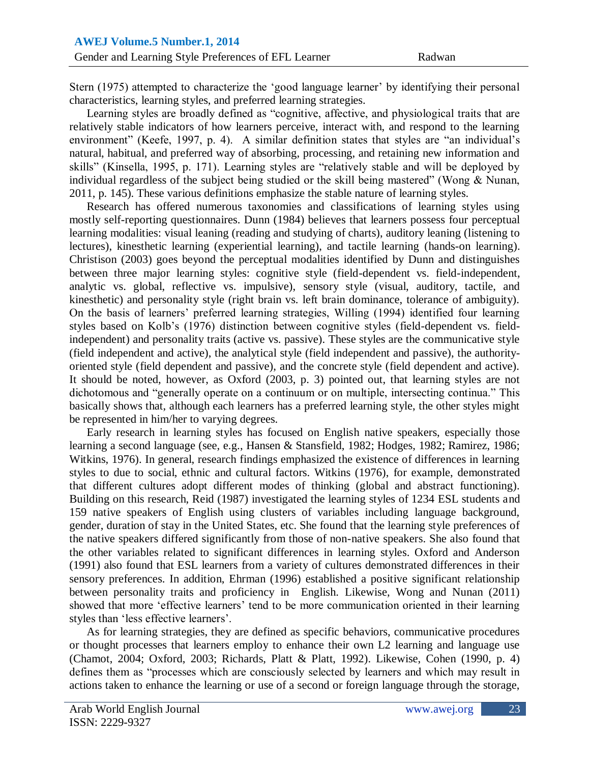Stern (1975) attempted to characterize the 'good language learner' by identifying their personal characteristics, learning styles, and preferred learning strategies.

Learning styles are broadly defined as "cognitive, affective, and physiological traits that are relatively stable indicators of how learners perceive, interact with, and respond to the learning environment" (Keefe, 1997, p. 4). A similar definition states that styles are "an individual's natural, habitual, and preferred way of absorbing, processing, and retaining new information and skills" (Kinsella, 1995, p. 171). Learning styles are "relatively stable and will be deployed by individual regardless of the subject being studied or the skill being mastered" (Wong & Nunan, 2011, p. 145). These various definitions emphasize the stable nature of learning styles.

Research has offered numerous taxonomies and classifications of learning styles using mostly self-reporting questionnaires. Dunn (1984) believes that learners possess four perceptual learning modalities: visual leaning (reading and studying of charts), auditory leaning (listening to lectures), kinesthetic learning (experiential learning), and tactile learning (hands-on learning). Christison (2003) goes beyond the perceptual modalities identified by Dunn and distinguishes between three major learning styles: cognitive style (field-dependent vs. field-independent, analytic vs. global, reflective vs. impulsive), sensory style (visual, auditory, tactile, and kinesthetic) and personality style (right brain vs. left brain dominance, tolerance of ambiguity). On the basis of learners' preferred learning strategies, Willing (1994) identified four learning styles based on Kolb's (1976) distinction between cognitive styles (field-dependent vs. field-independent) and personality traits (active vs. passive). These styles are the communicative style (field independent and active), the analytical style (field independent and passive), the authority-oriented style (field dependent and passive), and the concrete style (field dependent and active). It should be noted, however, as Oxford (2003, p. 3) pointed out, that learning styles are not dichotomous and "generally operate on a continuum or on multiple, intersecting continua." This basically shows that, although each learners has a preferred learning style, the other styles might be represented in him/her to varying degrees.

Early research in learning styles has focused on English native speakers, especially those learning a second language (see, e.g., Hansen & Stansfield, 1982; Hodges, 1982; Ramirez, 1986; Witkins, 1976). In general, research findings emphasized the existence of differences in learning styles to due to social, ethnic and cultural factors. Witkins (1976), for example, demonstrated that different cultures adopt different modes of thinking (global and abstract functioning). Building on this research, Reid (1987) investigated the learning styles of 1234 ESL students and 159 native speakers of English using clusters of variables including language background, gender, duration of stay in the United States, etc. She found that the learning style preferences of the native speakers differed significantly from those of non-native speakers. She also found that the other variables related to significant differences in learning styles. Oxford and Anderson (1991) also found that ESL learners from a variety of cultures demonstrated differences in their sensory preferences. In addition, Ehrman (1996) established a positive significant relationship between personality traits and proficiency in English. Likewise, Wong and Nunan (2011) showed that more 'effective learners' tend to be more communication oriented in their learning styles than 'less effective learners'.

As for learning strategies, they are defined as specific behaviors, communicative procedures or thought processes that learners employ to enhance their own L2 learning and language use (Chamot, 2004; Oxford, 2003; Richards, Platt & Platt, 1992). Likewise, Cohen (1990, p. 4) defines them as "processes which are consciously selected by learners and which may result in actions taken to enhance the learning or use of a second or foreign language through the storage,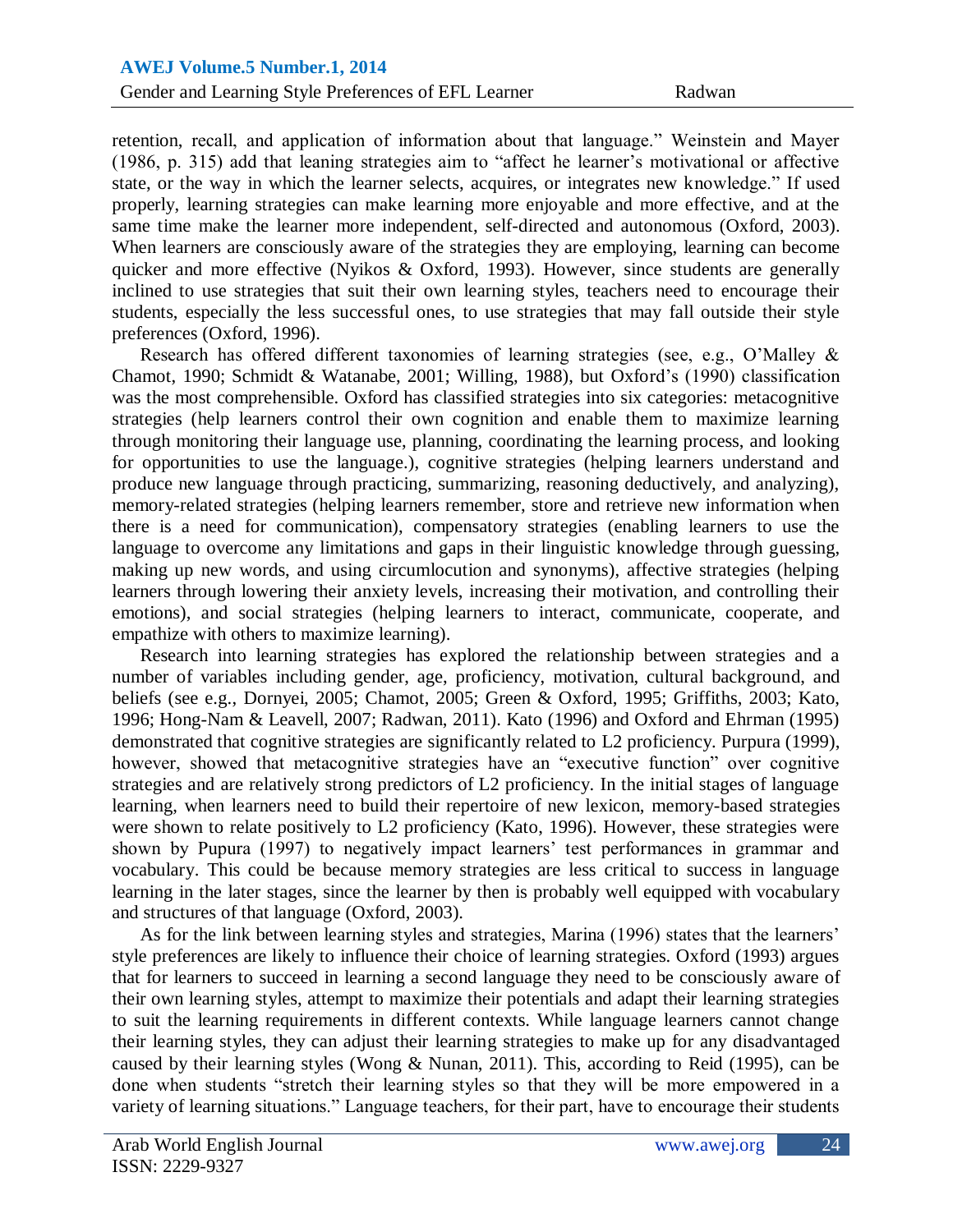retention, recall, and application of information about that language." Weinstein and Mayer (1986, p. 315) add that leaning strategies aim to "affect he learner's motivational or affective state, or the way in which the learner selects, acquires, or integrates new knowledge." If used properly, learning strategies can make learning more enjoyable and more effective, and at the same time make the learner more independent, self-directed and autonomous (Oxford, 2003). When learners are consciously aware of the strategies they are employing, learning can become quicker and more effective (Nyikos & Oxford, 1993). However, since students are generally inclined to use strategies that suit their own learning styles, teachers need to encourage their students, especially the less successful ones, to use strategies that may fall outside their style preferences (Oxford, 1996).

Research has offered different taxonomies of learning strategies (see, e.g., O'Malley & Chamot, 1990; Schmidt & Watanabe, 2001; Willing, 1988), but Oxford's (1990) classification was the most comprehensible. Oxford has classified strategies into six categories: metacognitive strategies (help learners control their own cognition and enable them to maximize learning through monitoring their language use, planning, coordinating the learning process, and looking for opportunities to use the language.), cognitive strategies (helping learners understand and produce new language through practicing, summarizing, reasoning deductively, and analyzing), memory-related strategies (helping learners remember, store and retrieve new information when there is a need for communication), compensatory strategies (enabling learners to use the language to overcome any limitations and gaps in their linguistic knowledge through guessing, making up new words, and using circumlocution and synonyms), affective strategies (helping learners through lowering their anxiety levels, increasing their motivation, and controlling their emotions), and social strategies (helping learners to interact, communicate, cooperate, and empathize with others to maximize learning).

Research into learning strategies has explored the relationship between strategies and a number of variables including gender, age, proficiency, motivation, cultural background, and beliefs (see e.g., Dornyei, 2005; Chamot, 2005; Green & Oxford, 1995; Griffiths, 2003; Kato, 1996; Hong-Nam & Leavell, 2007; Radwan, 2011). Kato (1996) and Oxford and Ehrman (1995) demonstrated that cognitive strategies are significantly related to L2 proficiency. Purpura (1999), however, showed that metacognitive strategies have an "executive function" over cognitive strategies and are relatively strong predictors of L2 proficiency. In the initial stages of language learning, when learners need to build their repertoire of new lexicon, memory-based strategies were shown to relate positively to L2 proficiency (Kato, 1996). However, these strategies were shown by Pupura (1997) to negatively impact learners' test performances in grammar and vocabulary. This could be because memory strategies are less critical to success in language learning in the later stages, since the learner by then is probably well equipped with vocabulary and structures of that language (Oxford, 2003).

As for the link between learning styles and strategies, Marina (1996) states that the learners' style preferences are likely to influence their choice of learning strategies. Oxford (1993) argues that for learners to succeed in learning a second language they need to be consciously aware of their own learning styles, attempt to maximize their potentials and adapt their learning strategies to suit the learning requirements in different contexts. While language learners cannot change their learning styles, they can adjust their learning strategies to make up for any disadvantaged caused by their learning styles (Wong & Nunan, 2011). This, according to Reid (1995), can be done when students "stretch their learning styles so that they will be more empowered in a variety of learning situations." Language teachers, for their part, have to encourage their students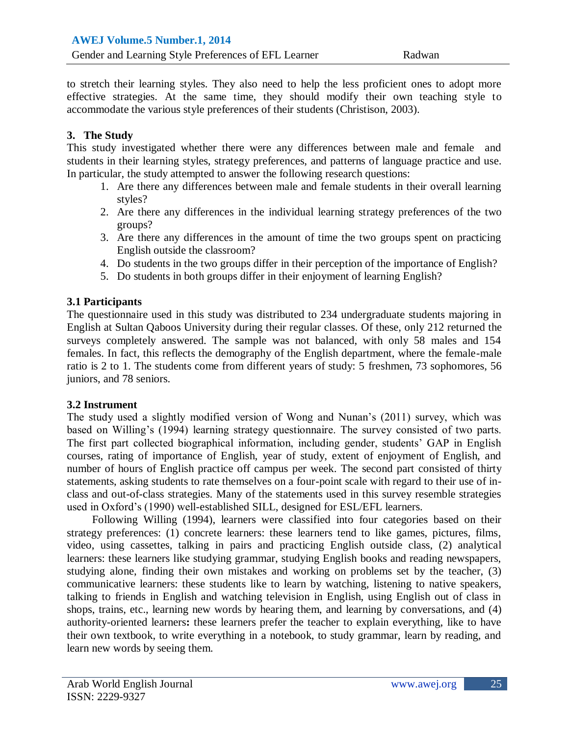to stretch their learning styles. They also need to help the less proficient ones to adopt more effective strategies. At the same time, they should modify their own teaching style to accommodate the various style preferences of their students (Christison, 2003).

## 3. The Study

This study investigated whether there were any differences between male and female and students in their learning styles, strategy preferences, and patterns of language practice and use. In particular, the study attempted to answer the following research questions:

1. Are there any differences between male and female students in their overall learning styles?
2. Are there any differences in the individual learning strategy preferences of the two groups?
3. Are there any differences in the amount of time the two groups spent on practicing English outside the classroom?
4. Do students in the two groups differ in their perception of the importance of English?
5. Do students in both groups differ in their enjoyment of learning English?

### 3.1 Participants

The questionnaire used in this study was distributed to 234 undergraduate students majoring in English at Sultan Qaboos University during their regular classes. Of these, only 212 returned the surveys completely answered. The sample was not balanced, with only 58 males and 154 females. In fact, this reflects the demography of the English department, where the female-male ratio is 2 to 1. The students come from different years of study: 5 freshmen, 73 sophomores, 56 juniors, and 78 seniors.

### 3.2 Instrument

The study used a slightly modified version of Wong and Nunan's (2011) survey, which was based on Willing's (1994) learning strategy questionnaire. The survey consisted of two parts. The first part collected biographical information, including gender, students' GAP in English courses, rating of importance of English, year of study, extent of enjoyment of English, and number of hours of English practice off campus per week. The second part consisted of thirty statements, asking students to rate themselves on a four-point scale with regard to their use of in-class and out-of-class strategies. Many of the statements used in this survey resemble strategies used in Oxford's (1990) well-established SILL, designed for ESL/EFL learners.

Following Willing (1994), learners were classified into four categories based on their strategy preferences: (1) concrete learners: these learners tend to like games, pictures, films, video, using cassettes, talking in pairs and practicing English outside class, (2) analytical learners: these learners like studying grammar, studying English books and reading newspapers, studying alone, finding their own mistakes and working on problems set by the teacher, (3) communicative learners: these students like to learn by watching, listening to native speakers, talking to friends in English and watching television in English, using English out of class in shops, trains, etc., learning new words by hearing them, and learning by conversations, and (4) authority-oriented learners**:** these learners prefer the teacher to explain everything, like to have their own textbook, to write everything in a notebook, to study grammar, learn by reading, and learn new words by seeing them.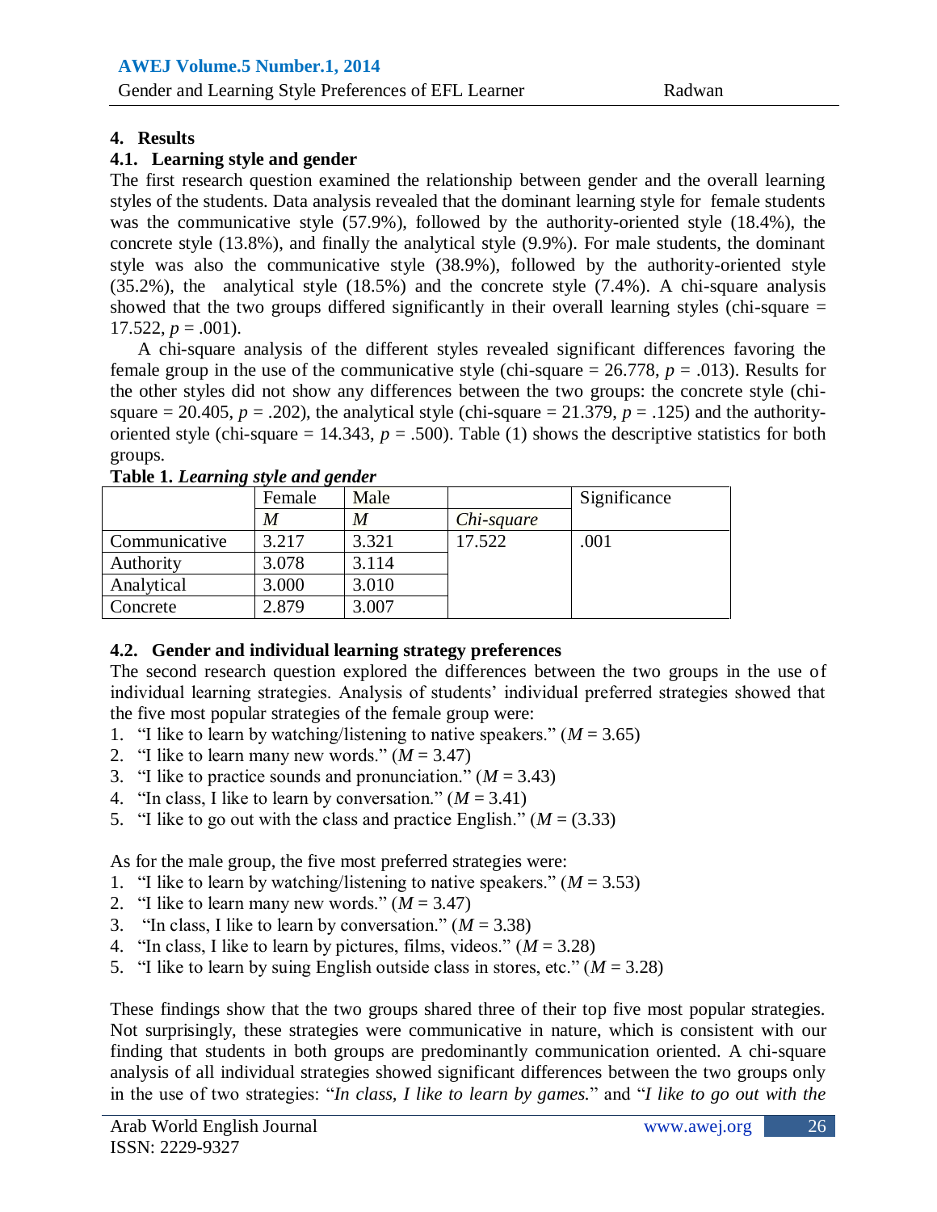## 4. Results

### 4.1. Learning style and gender

The first research question examined the relationship between gender and the overall learning styles of the students. Data analysis revealed that the dominant learning style for female students was the communicative style (57.9%), followed by the authority-oriented style (18.4%), the concrete style (13.8%), and finally the analytical style (9.9%). For male students, the dominant style was also the communicative style (38.9%), followed by the authority-oriented style (35.2%), the analytical style (18.5%) and the concrete style (7.4%). A chi-square analysis showed that the two groups differed significantly in their overall learning styles (chi-square = 17.522, $p = .001$).

A chi-square analysis of the different styles revealed significant differences favoring the female group in the use of the communicative style (chi-square = 26.778, $p = .013$). Results for the other styles did not show any differences between the two groups: the concrete style (chi-square = 20.405, $p = .202$), the analytical style (chi-square = 21.379, $p = .125$) and the authority-oriented style (chi-square = 14.343, $p = .500$). Table (1) shows the descriptive statistics for both groups.

**Table 1.** ***Learning style and gender***

| | Female | Male | | Significance |
|---|---|---|---|---|
| | *M* | *M* | *Chi-square* | |
| Communicative | 3.217 | 3.321 | 17.522 | .001 |
| Authority | 3.078 | 3.114 | | |
| Analytical | 3.000 | 3.010 | | |
| Concrete | 2.879 | 3.007 | | |

### 4.2. Gender and individual learning strategy preferences

The second research question explored the differences between the two groups in the use of individual learning strategies. Analysis of students' individual preferred strategies showed that the five most popular strategies of the female group were:

1. "I like to learn by watching/listening to native speakers." ($M = 3.65$)
2. "I like to learn many new words." ($M = 3.47$)
3. "I like to practice sounds and pronunciation." ($M = 3.43$)
4. "In class, I like to learn by conversation." ($M = 3.41$)
5. "I like to go out with the class and practice English." ($M = (3.33)$

As for the male group, the five most preferred strategies were:

1. "I like to learn by watching/listening to native speakers." ($M = 3.53$)
2. "I like to learn many new words." ($M = 3.47$)
3. "In class, I like to learn by conversation." ($M = 3.38$)
4. "In class, I like to learn by pictures, films, videos." ($M = 3.28$)
5. "I like to learn by suing English outside class in stores, etc." ($M = 3.28$)

These findings show that the two groups shared three of their top five most popular strategies. Not surprisingly, these strategies were communicative in nature, which is consistent with our finding that students in both groups are predominantly communication oriented. A chi-square analysis of all individual strategies showed significant differences between the two groups only in the use of two strategies: "*In class, I like to learn by games.*" and "*I like to go out with the*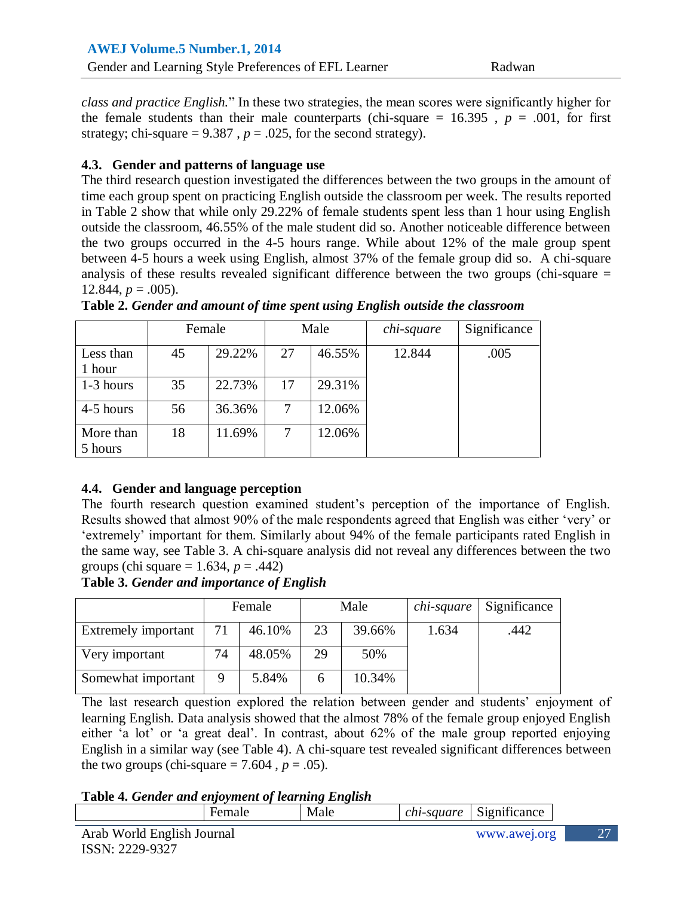*class and practice English.*" In these two strategies, the mean scores were significantly higher for the female students than their male counterparts (chi-square = 16.395 , $p$ = .001, for first strategy; chi-square = 9.387 , $p$ = .025, for the second strategy).

### 4.3. Gender and patterns of language use

The third research question investigated the differences between the two groups in the amount of time each group spent on practicing English outside the classroom per week. The results reported in Table 2 show that while only 29.22% of female students spent less than 1 hour using English outside the classroom, 46.55% of the male student did so. Another noticeable difference between the two groups occurred in the 4-5 hours range. While about 12% of the male group spent between 4-5 hours a week using English, almost 37% of the female group did so. A chi-square analysis of these results revealed significant difference between the two groups (chi-square = 12.844, $p$ = .005).

**Table 2.** ***Gender and amount of time spent using English outside the classroom***

| | Female | | Male | | *chi-square* | Significance |
|---|---|---|---|---|---|---|
| Less than 1 hour | 45 | 29.22% | 27 | 46.55% | 12.844 | .005 |
| 1-3 hours | 35 | 22.73% | 17 | 29.31% | | |
| 4-5 hours | 56 | 36.36% | 7 | 12.06% | | |
| More than 5 hours | 18 | 11.69% | 7 | 12.06% | | |

### 4.4. Gender and language perception

The fourth research question examined student's perception of the importance of English. Results showed that almost 90% of the male respondents agreed that English was either 'very' or 'extremely' important for them. Similarly about 94% of the female participants rated English in the same way, see Table 3. A chi-square analysis did not reveal any differences between the two groups (chi square = 1.634, $p$ = .442)

**Table 3.** ***Gender and importance of English***

| | Female | | Male | | *chi-square* | Significance |
|---|---|---|---|---|---|---|
| Extremely important | 71 | 46.10% | 23 | 39.66% | 1.634 | .442 |
| Very important | 74 | 48.05% | 29 | 50% | | |
| Somewhat important | 9 | 5.84% | 6 | 10.34% | | |

The last research question explored the relation between gender and students' enjoyment of learning English. Data analysis showed that the almost 78% of the female group enjoyed English either 'a lot' or 'a great deal'. In contrast, about 62% of the male group reported enjoying English in a similar way (see Table 4). A chi-square test revealed significant differences between the two groups (chi-square = 7.604 , $p$ = .05).

**Table 4.** ***Gender and enjoyment of learning English***

| | Female | Male | *chi-square* | Significance |
|---|---|---|---|---|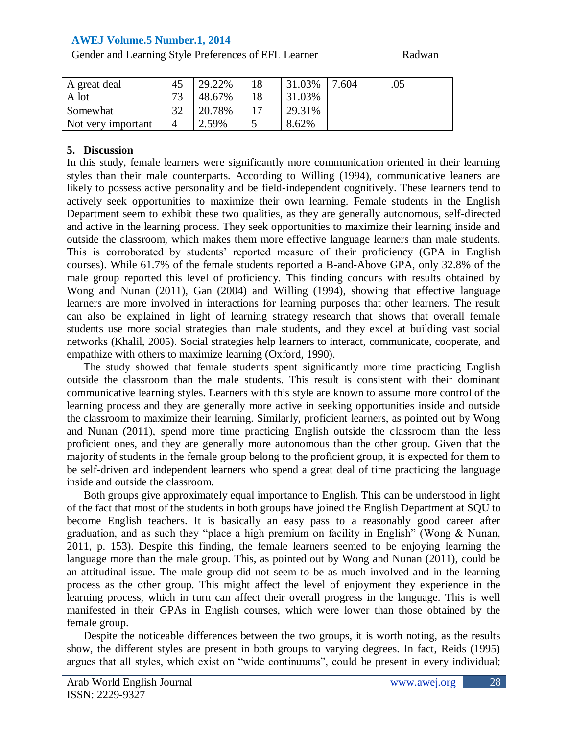| A great deal | 45 | 29.22% | 18 | 31.03% | 7.604 | .05 |
|---|---|---|---|---|---|---|
| A lot | 73 | 48.67% | 18 | 31.03% | | |
| Somewhat | 32 | 20.78% | 17 | 29.31% | | |
| Not very important | 4 | 2.59% | 5 | 8.62% | | |

## 5. Discussion

In this study, female learners were significantly more communication oriented in their learning styles than their male counterparts. According to Willing (1994), communicative leaners are likely to possess active personality and be field-independent cognitively. These learners tend to actively seek opportunities to maximize their own learning. Female students in the English Department seem to exhibit these two qualities, as they are generally autonomous, self-directed and active in the learning process. They seek opportunities to maximize their learning inside and outside the classroom, which makes them more effective language learners than male students. This is corroborated by students' reported measure of their proficiency (GPA in English courses). While 61.7% of the female students reported a B-and-Above GPA, only 32.8% of the male group reported this level of proficiency. This finding concurs with results obtained by Wong and Nunan (2011), Gan (2004) and Willing (1994), showing that effective language learners are more involved in interactions for learning purposes that other learners. The result can also be explained in light of learning strategy research that shows that overall female students use more social strategies than male students, and they excel at building vast social networks (Khalil, 2005). Social strategies help learners to interact, communicate, cooperate, and empathize with others to maximize learning (Oxford, 1990).

The study showed that female students spent significantly more time practicing English outside the classroom than the male students. This result is consistent with their dominant communicative learning styles. Learners with this style are known to assume more control of the learning process and they are generally more active in seeking opportunities inside and outside the classroom to maximize their learning. Similarly, proficient learners, as pointed out by Wong and Nunan (2011), spend more time practicing English outside the classroom than the less proficient ones, and they are generally more autonomous than the other group. Given that the majority of students in the female group belong to the proficient group, it is expected for them to be self-driven and independent learners who spend a great deal of time practicing the language inside and outside the classroom.

Both groups give approximately equal importance to English. This can be understood in light of the fact that most of the students in both groups have joined the English Department at SQU to become English teachers. It is basically an easy pass to a reasonably good career after graduation, and as such they "place a high premium on facility in English" (Wong & Nunan, 2011, p. 153). Despite this finding, the female learners seemed to be enjoying learning the language more than the male group. This, as pointed out by Wong and Nunan (2011), could be an attitudinal issue. The male group did not seem to be as much involved and in the learning process as the other group. This might affect the level of enjoyment they experience in the learning process, which in turn can affect their overall progress in the language. This is well manifested in their GPAs in English courses, which were lower than those obtained by the female group.

Despite the noticeable differences between the two groups, it is worth noting, as the results show, the different styles are present in both groups to varying degrees. In fact, Reids (1995) argues that all styles, which exist on "wide continuums", could be present in every individual;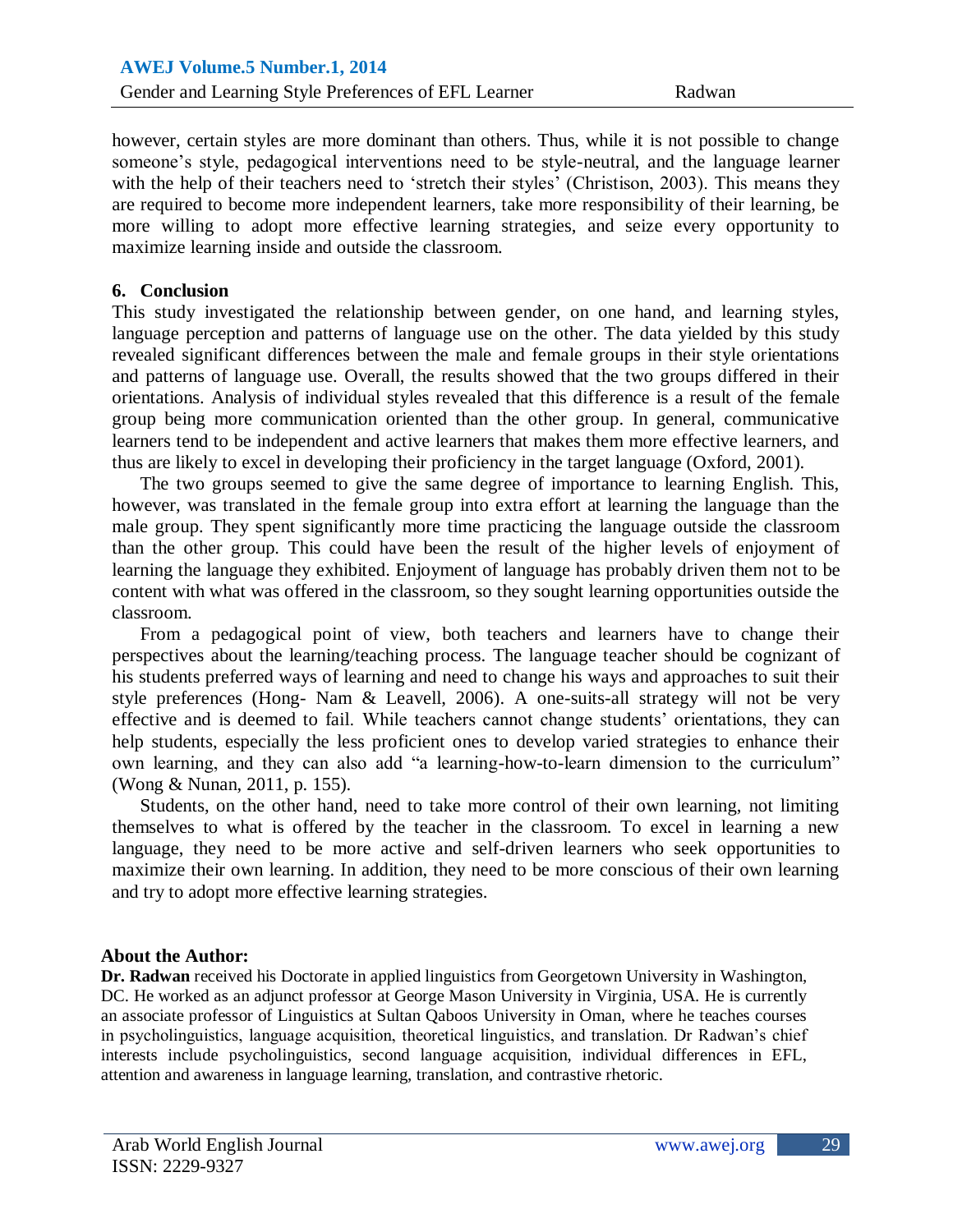however, certain styles are more dominant than others. Thus, while it is not possible to change someone's style, pedagogical interventions need to be style-neutral, and the language learner with the help of their teachers need to 'stretch their styles' (Christison, 2003). This means they are required to become more independent learners, take more responsibility of their learning, be more willing to adopt more effective learning strategies, and seize every opportunity to maximize learning inside and outside the classroom.

## 6. Conclusion

This study investigated the relationship between gender, on one hand, and learning styles, language perception and patterns of language use on the other. The data yielded by this study revealed significant differences between the male and female groups in their style orientations and patterns of language use. Overall, the results showed that the two groups differed in their orientations. Analysis of individual styles revealed that this difference is a result of the female group being more communication oriented than the other group. In general, communicative learners tend to be independent and active learners that makes them more effective learners, and thus are likely to excel in developing their proficiency in the target language (Oxford, 2001).

The two groups seemed to give the same degree of importance to learning English. This, however, was translated in the female group into extra effort at learning the language than the male group. They spent significantly more time practicing the language outside the classroom than the other group. This could have been the result of the higher levels of enjoyment of learning the language they exhibited. Enjoyment of language has probably driven them not to be content with what was offered in the classroom, so they sought learning opportunities outside the classroom.

From a pedagogical point of view, both teachers and learners have to change their perspectives about the learning/teaching process. The language teacher should be cognizant of his students preferred ways of learning and need to change his ways and approaches to suit their style preferences (Hong- Nam & Leavell, 2006). A one-suits-all strategy will not be very effective and is deemed to fail. While teachers cannot change students' orientations, they can help students, especially the less proficient ones to develop varied strategies to enhance their own learning, and they can also add "a learning-how-to-learn dimension to the curriculum" (Wong & Nunan, 2011, p. 155).

Students, on the other hand, need to take more control of their own learning, not limiting themselves to what is offered by the teacher in the classroom. To excel in learning a new language, they need to be more active and self-driven learners who seek opportunities to maximize their own learning. In addition, they need to be more conscious of their own learning and try to adopt more effective learning strategies.

## About the Author:

**Dr. Radwan** received his Doctorate in applied linguistics from Georgetown University in Washington, DC. He worked as an adjunct professor at George Mason University in Virginia, USA. He is currently an associate professor of Linguistics at Sultan Qaboos University in Oman, where he teaches courses in psycholinguistics, language acquisition, theoretical linguistics, and translation. Dr Radwan's chief interests include psycholinguistics, second language acquisition, individual differences in EFL, attention and awareness in language learning, translation, and contrastive rhetoric.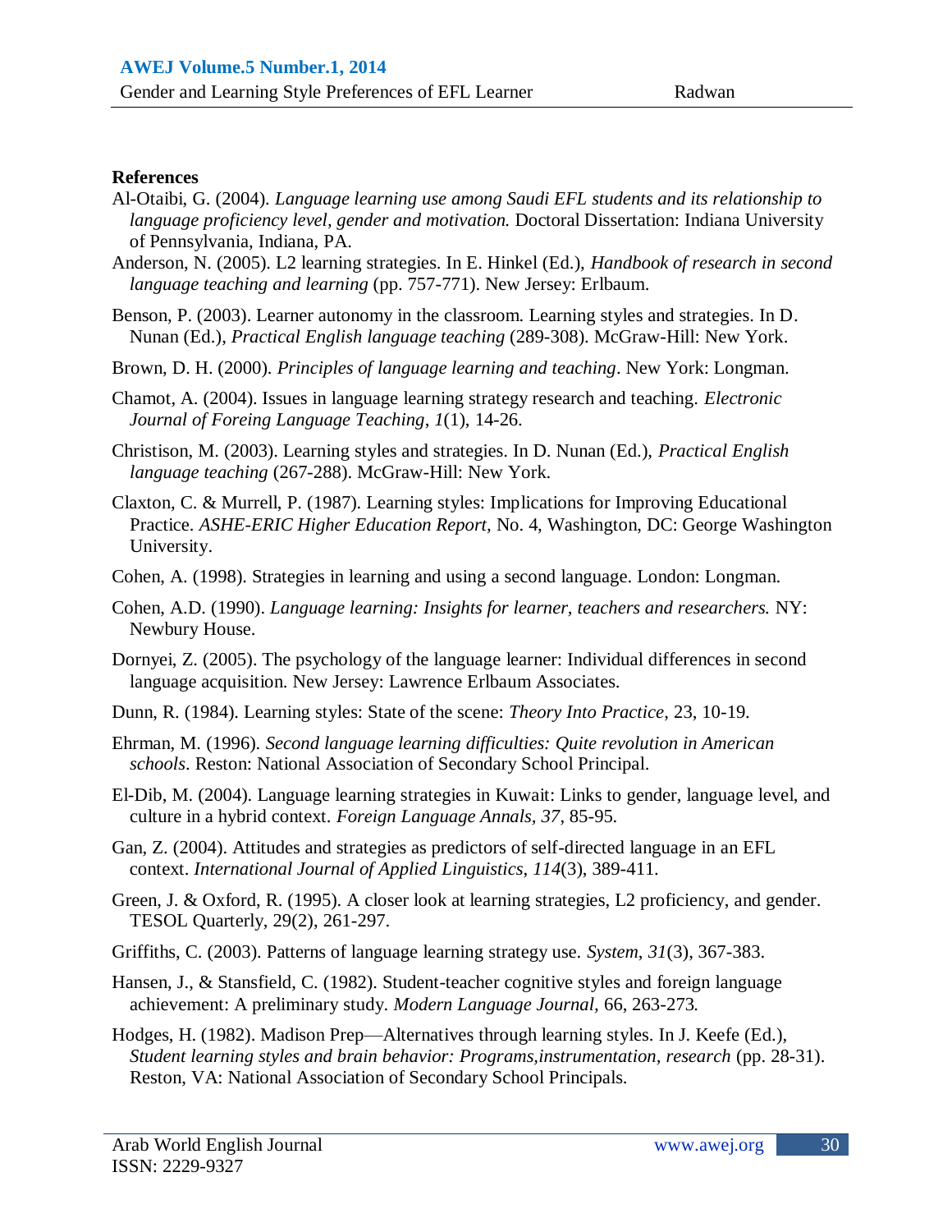**References**

Al-Otaibi, G. (2004). *Language learning use among Saudi EFL students and its relationship to language proficiency level, gender and motivation.* Doctoral Dissertation: Indiana University of Pennsylvania, Indiana, PA.

Anderson, N. (2005). L2 learning strategies. In E. Hinkel (Ed.), *Handbook of research in second language teaching and learning* (pp. 757-771). New Jersey: Erlbaum.

Benson, P. (2003). Learner autonomy in the classroom. Learning styles and strategies. In D. Nunan (Ed.), *Practical English language teaching* (289-308). McGraw-Hill: New York.

Brown, D. H. (2000). *Principles of language learning and teaching*. New York: Longman.

Chamot, A. (2004). Issues in language learning strategy research and teaching. *Electronic Journal of Foreing Language Teaching*, *1*(1), 14-26.

Christison, M. (2003). Learning styles and strategies. In D. Nunan (Ed.), *Practical English language teaching* (267-288). McGraw-Hill: New York.

Claxton, C. & Murrell, P. (1987). Learning styles: Implications for Improving Educational Practice. *ASHE-ERIC Higher Education Report,* No. 4, Washington, DC: George Washington University.

Cohen, A. (1998). Strategies in learning and using a second language. London: Longman.

Cohen, A.D. (1990). *Language learning: Insights for learner, teachers and researchers.* NY: Newbury House.

Dornyei, Z. (2005). The psychology of the language learner: Individual differences in second language acquisition. New Jersey: Lawrence Erlbaum Associates.

Dunn, R. (1984). Learning styles: State of the scene: *Theory Into Practice*, 23, 10-19.

Ehrman, M. (1996). *Second language learning difficulties: Quite revolution in American schools*. Reston: National Association of Secondary School Principal.

El-Dib, M. (2004). Language learning strategies in Kuwait: Links to gender, language level, and culture in a hybrid context. *Foreign Language Annals, 37*, 85-95.

Gan, Z. (2004). Attitudes and strategies as predictors of self-directed language in an EFL context. *International Journal of Applied Linguistics*, *114*(3), 389-411.

Green, J. & Oxford, R. (1995). A closer look at learning strategies, L2 proficiency, and gender. TESOL Quarterly, 29(2), 261-297.

Griffiths, C. (2003). Patterns of language learning strategy use. *System*, *31*(3), 367-383.

Hansen, J., & Stansfield, C. (1982). Student-teacher cognitive styles and foreign language achievement: A preliminary study. *Modern Language Journal*, 66, 263-273.

Hodges, H. (1982). Madison Prep—Alternatives through learning styles. In J. Keefe (Ed.), *Student learning styles and brain behavior: Programs,instrumentation, research* (pp. 28-31). Reston, VA: National Association of Secondary School Principals.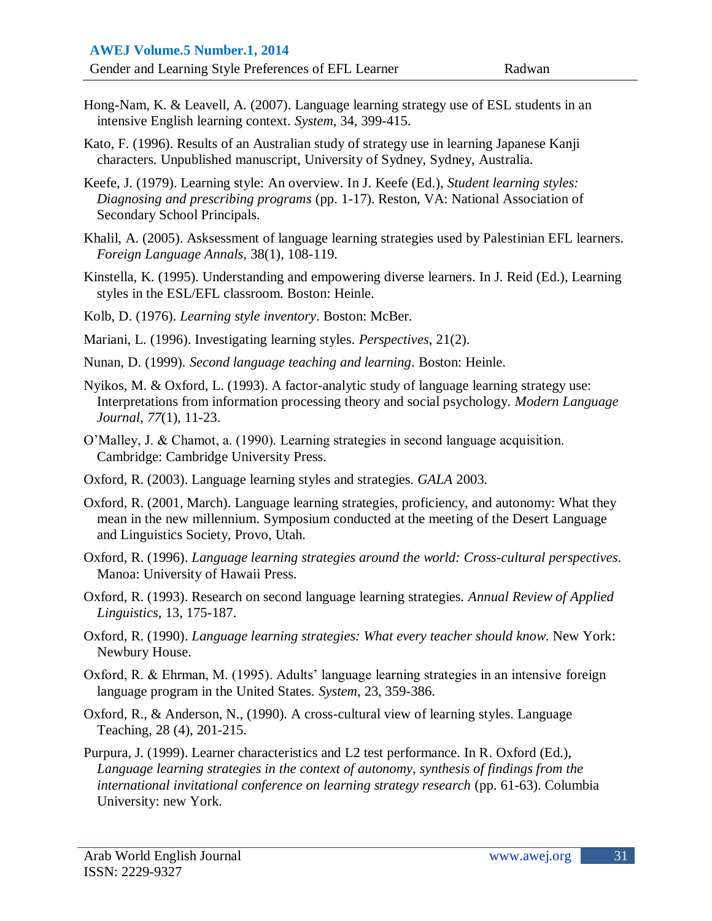Hong-Nam, K. & Leavell, A. (2007). Language learning strategy use of ESL students in an intensive English learning context. *System*, 34, 399-415.

Kato, F. (1996). Results of an Australian study of strategy use in learning Japanese Kanji characters. Unpublished manuscript, University of Sydney, Sydney, Australia.

Keefe, J. (1979). Learning style: An overview. In J. Keefe (Ed.), *Student learning styles: Diagnosing and prescribing programs* (pp. 1-17). Reston, VA: National Association of Secondary School Principals.

Khalil, A. (2005). Asksessment of language learning strategies used by Palestinian EFL learners. *Foreign Language Annals*, 38(1), 108-119.

Kinstella, K. (1995). Understanding and empowering diverse learners. In J. Reid (Ed.), Learning styles in the ESL/EFL classroom. Boston: Heinle.

Kolb, D. (1976). *Learning style inventory*. Boston: McBer.

Mariani, L. (1996). Investigating learning styles. *Perspectives*, 21(2).

Nunan, D. (1999). *Second language teaching and learning*. Boston: Heinle.

Nyikos, M. & Oxford, L. (1993). A factor-analytic study of language learning strategy use: Interpretations from information processing theory and social psychology. *Modern Language Journal*, *77*(1), 11-23.

O'Malley, J. & Chamot, a. (1990). Learning strategies in second language acquisition. Cambridge: Cambridge University Press.

Oxford, R. (2003). Language learning styles and strategies. *GALA* 2003.

Oxford, R. (2001, March). Language learning strategies, proficiency, and autonomy: What they mean in the new millennium. Symposium conducted at the meeting of the Desert Language and Linguistics Society, Provo, Utah.

Oxford, R. (1996). *Language learning strategies around the world: Cross-cultural perspectives*. Manoa: University of Hawaii Press.

Oxford, R. (1993). Research on second language learning strategies. *Annual Review of Applied Linguistics*, 13, 175-187.

Oxford, R. (1990). *Language learning strategies: What every teacher should know*. New York: Newbury House.

Oxford, R. & Ehrman, M. (1995). Adults' language learning strategies in an intensive foreign language program in the United States. *System*, 23, 359-386.

Oxford, R., & Anderson, N., (1990). A cross-cultural view of learning styles. Language Teaching, 28 (4), 201-215.

Purpura, J. (1999). Learner characteristics and L2 test performance. In R. Oxford (Ed.), *Language learning strategies in the context of autonomy, synthesis of findings from the international invitational conference on learning strategy research* (pp. 61-63). Columbia University: new York.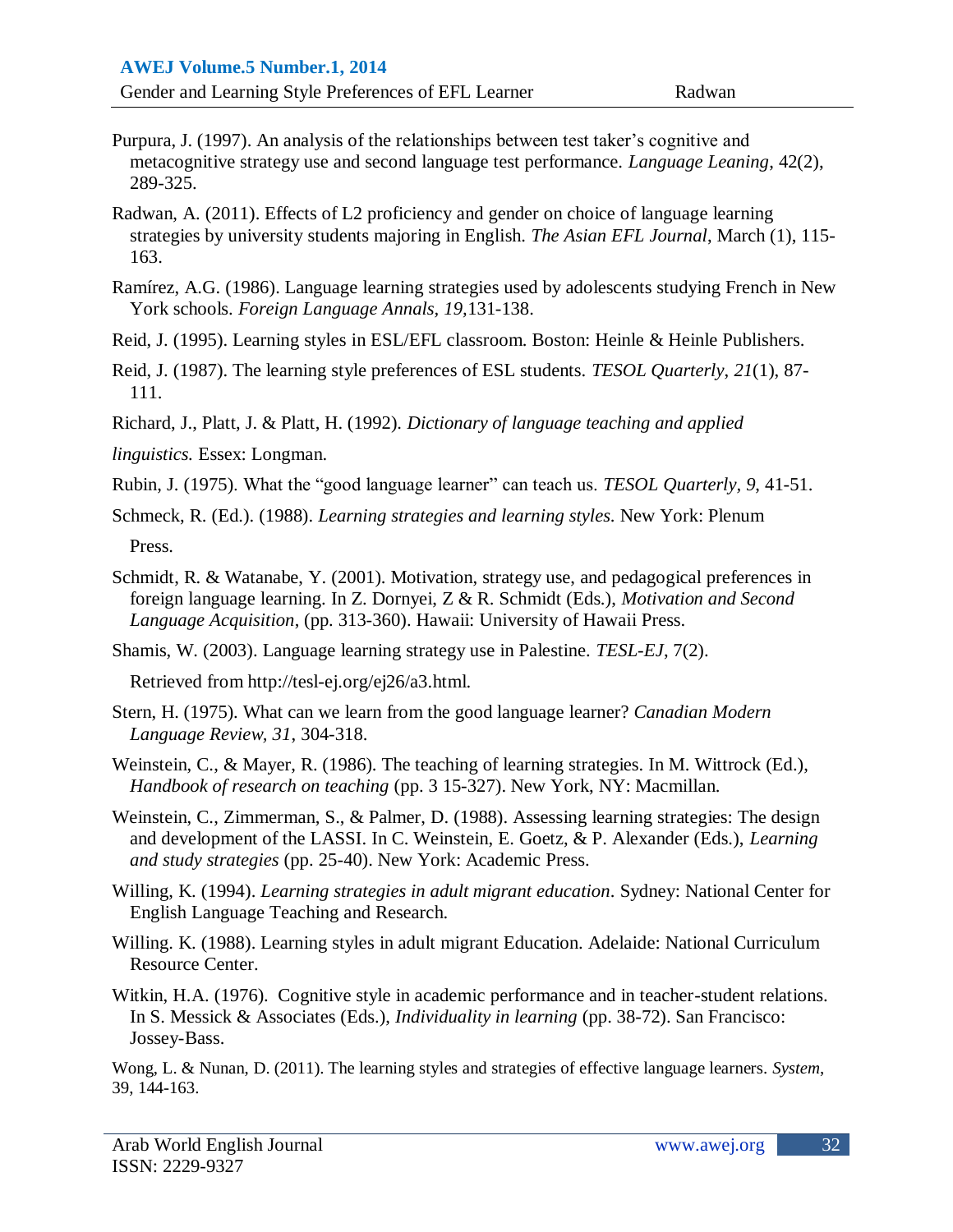Purpura, J. (1997). An analysis of the relationships between test taker's cognitive and metacognitive strategy use and second language test performance. *Language Leaning*, 42(2), 289-325.

Radwan, A. (2011). Effects of L2 proficiency and gender on choice of language learning strategies by university students majoring in English. *The Asian EFL Journal*, March (1), 115-163.

Ramírez, A.G. (1986). Language learning strategies used by adolescents studying French in New York schools. *Foreign Language Annals*, *19*,131-138.

Reid, J. (1995). Learning styles in ESL/EFL classroom. Boston: Heinle & Heinle Publishers.

Reid, J. (1987). The learning style preferences of ESL students. *TESOL Quarterly*, *21*(1), 87-111.

Richard, J., Platt, J. & Platt, H. (1992). *Dictionary of language teaching and applied linguistics.* Essex: Longman.

Rubin, J. (1975). What the "good language learner" can teach us. *TESOL Quarterly*, *9*, 41-51.

Schmeck, R. (Ed.). (1988). *Learning strategies and learning styles*. New York: Plenum Press.

Schmidt, R. & Watanabe, Y. (2001). Motivation, strategy use, and pedagogical preferences in foreign language learning. In Z. Dornyei, Z & R. Schmidt (Eds.), *Motivation and Second Language Acquisition*, (pp. 313-360). Hawaii: University of Hawaii Press.

Shamis, W. (2003). Language learning strategy use in Palestine. *TESL-EJ*, 7(2). Retrieved from http://tesl-ej.org/ej26/a3.html.

Stern, H. (1975). What can we learn from the good language learner? *Canadian Modern Language Review, 31*, 304-318.

Weinstein, C., & Mayer, R. (1986). The teaching of learning strategies. In M. Wittrock (Ed.), *Handbook of research on teaching* (pp. 3 15-327). New York, NY: Macmillan.

Weinstein, C., Zimmerman, S., & Palmer, D. (1988). Assessing learning strategies: The design and development of the LASSI. In C. Weinstein, E. Goetz, & P. Alexander (Eds.), *Learning and study strategies* (pp. 25-40). New York: Academic Press.

Willing, K. (1994). *Learning strategies in adult migrant education*. Sydney: National Center for English Language Teaching and Research.

Willing. K. (1988). Learning styles in adult migrant Education. Adelaide: National Curriculum Resource Center.

Witkin, H.A. (1976). Cognitive style in academic performance and in teacher-student relations. In S. Messick & Associates (Eds.), *Individuality in learning* (pp. 38-72). San Francisco: Jossey-Bass.

Wong, L. & Nunan, D. (2011). The learning styles and strategies of effective language learners. *System*, 39, 144-163.